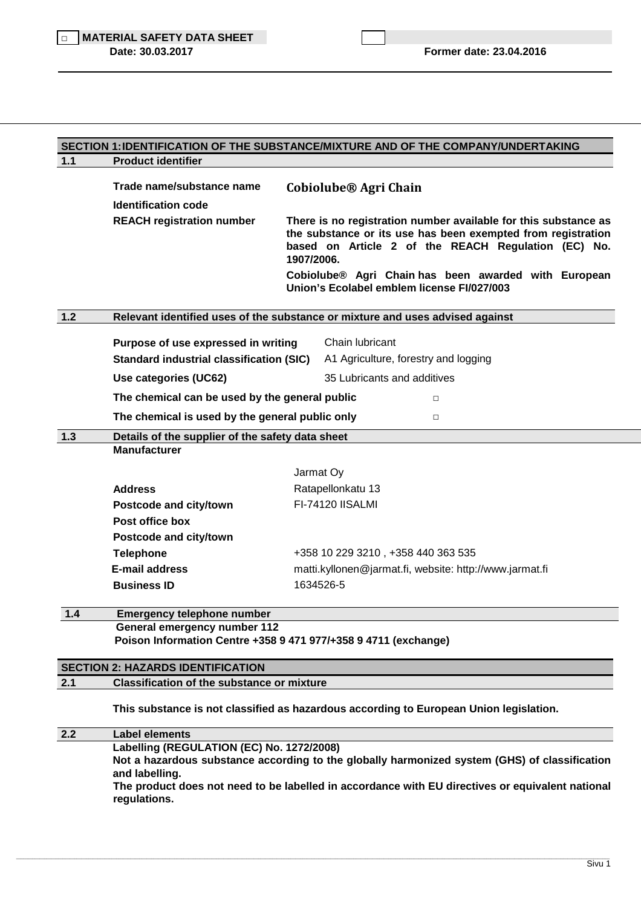□ **MATERIAL SAFETY DATA SHEET**

**Date: 30.03.2017** **Former date: 23.04.2016**

## SECTION 1: IDENTIFICATION OF THE SUBSTANCE/MIXTURE AND OF THE COMPANY/UNDERTAKING

### 1.1 Product identifier

| | |
|---|---|
| **Trade name/substance name** | **Cobiolube® Agri Chain** |
| **Identification code** | |
| **REACH registration number** | **There is no registration number available for this substance as the substance or its use has been exempted from registration based on Article 2 of the REACH Regulation (EC) No. 1907/2006.** <br> **Cobiolube® Agri Chain has been awarded with European Union's Ecolabel emblem license FI/027/003** |

### 1.2 Relevant identified uses of the substance or mixture and uses advised against

| | |
|---|---|
| **Purpose of use expressed in writing** | Chain lubricant |
| **Standard industrial classification (SIC)** | A1 Agriculture, forestry and logging |
| **Use categories (UC62)** | 35 Lubricants and additives |
| **The chemical can be used by the general public** | □ |
| **The chemical is used by the general public only** | □ |

### 1.3 Details of the supplier of the safety data sheet

**Manufacturer**

| | |
|---|---|
| | Jarmat Oy |
| **Address** | Ratapellonkatu 13 |
| **Postcode and city/town** | FI-74120 IISALMI |
| **Post office box** | |
| **Postcode and city/town** | |
| **Telephone** | +358 10 229 3210 , +358 440 363 535 |
| **E-mail address** | matti.kyllonen@jarmat.fi, website: http://www.jarmat.fi |
| **Business ID** | 1634526-5 |

### 1.4 Emergency telephone number

**General emergency number 112**
**Poison Information Centre +358 9 471 977/+358 9 4711 (exchange)**

## SECTION 2: HAZARDS IDENTIFICATION

### 2.1 Classification of the substance or mixture

**This substance is not classified as hazardous according to European Union legislation.**

### 2.2 Label elements

**Labelling (REGULATION (EC) No. 1272/2008)**
**Not a hazardous substance according to the globally harmonized system (GHS) of classification and labelling.**
**The product does not need to be labelled in accordance with EU directives or equivalent national regulations.**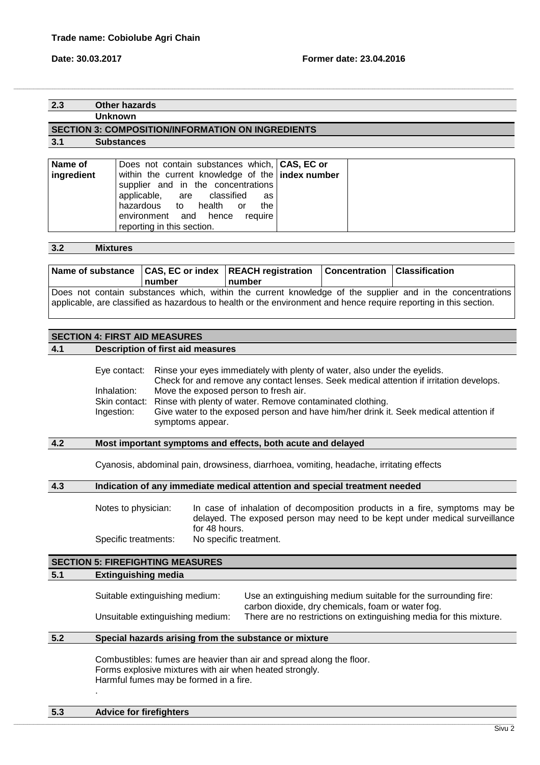## 2.3 Other hazards

Unknown

## SECTION 3: COMPOSITION/INFORMATION ON INGREDIENTS

### 3.1 Substances

| Name of ingredient | Does not contain substances which, within the current knowledge of the supplier and in the concentrations applicable, are classified as hazardous to health or the environment and hence require reporting in this section. | CAS, EC or index number | |
|---|---|---|---|

### 3.2 Mixtures

| Name of substance | CAS, EC or index number | REACH registration number | Concentration | Classification |
|---|---|---|---|---|
| Does not contain substances which, within the current knowledge of the supplier and in the concentrations applicable, are classified as hazardous to health or the environment and hence require reporting in this section. | | | | |

## SECTION 4: FIRST AID MEASURES

### 4.1 Description of first aid measures

Eye contact: Rinse your eyes immediately with plenty of water, also under the eyelids. Check for and remove any contact lenses. Seek medical attention if irritation develops.
Inhalation: Move the exposed person to fresh air.
Skin contact: Rinse with plenty of water. Remove contaminated clothing.
Ingestion: Give water to the exposed person and have him/her drink it. Seek medical attention if symptoms appear.

### 4.2 Most important symptoms and effects, both acute and delayed

Cyanosis, abdominal pain, drowsiness, diarrhoea, vomiting, headache, irritating effects

### 4.3 Indication of any immediate medical attention and special treatment needed

Notes to physician: In case of inhalation of decomposition products in a fire, symptoms may be delayed. The exposed person may need to be kept under medical surveillance for 48 hours.
Specific treatments: No specific treatment.

## SECTION 5: FIREFIGHTING MEASURES

### 5.1 Extinguishing media

Suitable extinguishing medium: Use an extinguishing medium suitable for the surrounding fire: carbon dioxide, dry chemicals, foam or water fog.
Unsuitable extinguishing medium: There are no restrictions on extinguishing media for this mixture.

### 5.2 Special hazards arising from the substance or mixture

Combustibles: fumes are heavier than air and spread along the floor.
Forms explosive mixtures with air when heated strongly.
Harmful fumes may be formed in a fire.

.

### 5.3 Advice for firefighters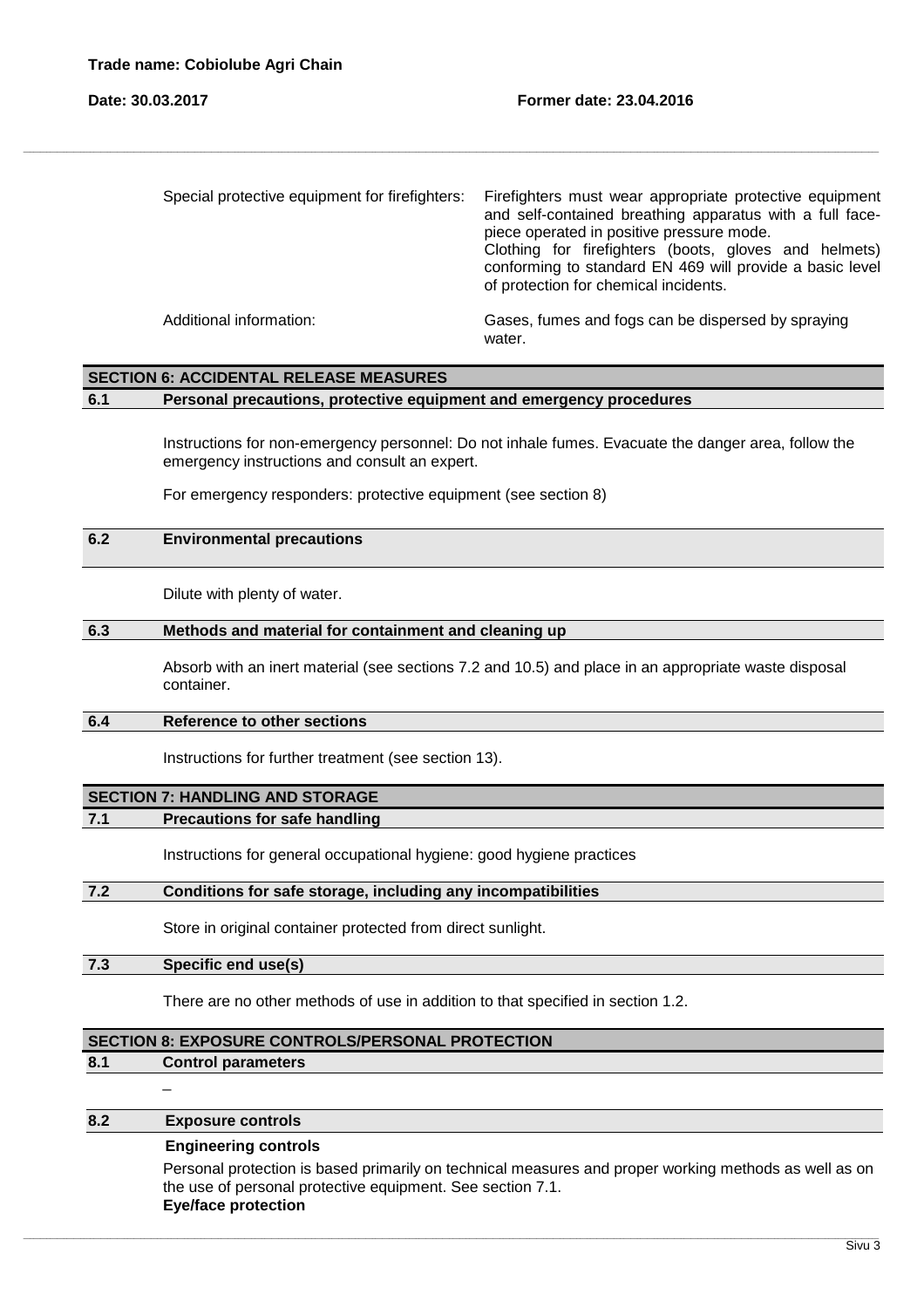| | |
|---|---|
| Special protective equipment for firefighters: | Firefighters must wear appropriate protective equipment and self-contained breathing apparatus with a full face-piece operated in positive pressure mode. Clothing for firefighters (boots, gloves and helmets) conforming to standard EN 469 will provide a basic level of protection for chemical incidents. |
| Additional information: | Gases, fumes and fogs can be dispersed by spraying water. |

## SECTION 6: ACCIDENTAL RELEASE MEASURES

### 6.1 Personal precautions, protective equipment and emergency procedures

Instructions for non-emergency personnel: Do not inhale fumes. Evacuate the danger area, follow the emergency instructions and consult an expert.

For emergency responders: protective equipment (see section 8)

### 6.2 Environmental precautions

Dilute with plenty of water.

### 6.3 Methods and material for containment and cleaning up

Absorb with an inert material (see sections 7.2 and 10.5) and place in an appropriate waste disposal container.

### 6.4 Reference to other sections

Instructions for further treatment (see section 13).

## SECTION 7: HANDLING AND STORAGE

### 7.1 Precautions for safe handling

Instructions for general occupational hygiene: good hygiene practices

### 7.2 Conditions for safe storage, including any incompatibilities

Store in original container protected from direct sunlight.

### 7.3 Specific end use(s)

There are no other methods of use in addition to that specified in section 1.2.

## SECTION 8: EXPOSURE CONTROLS/PERSONAL PROTECTION

### 8.1 Control parameters

–

### 8.2 Exposure controls

**Engineering controls**

Personal protection is based primarily on technical measures and proper working methods as well as on the use of personal protective equipment. See section 7.1.

**Eye/face protection**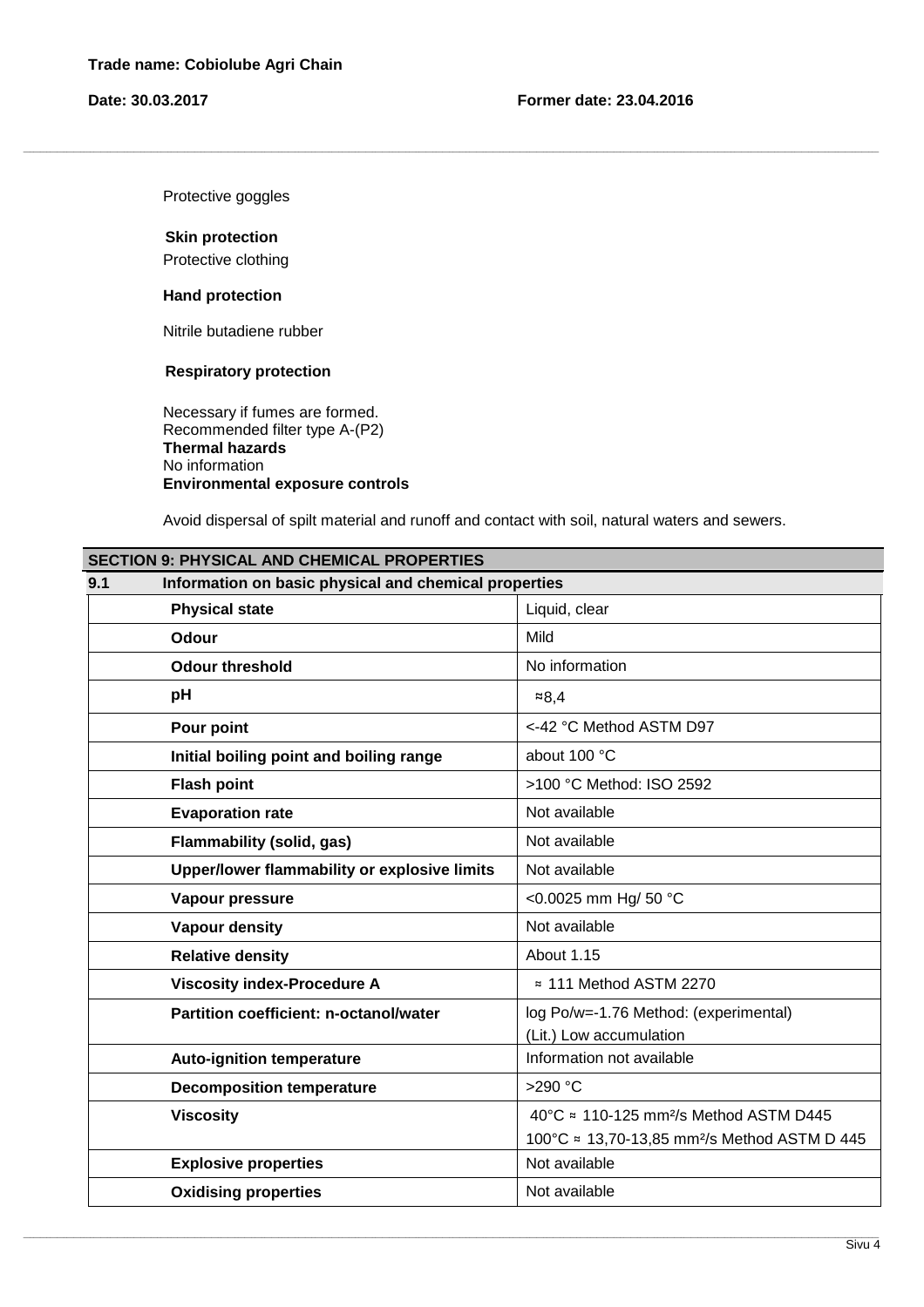Protective goggles

**Skin protection**

Protective clothing

**Hand protection**

Nitrile butadiene rubber

**Respiratory protection**

Necessary if fumes are formed.
Recommended filter type A-(P2)
**Thermal hazards**
No information
**Environmental exposure controls**

Avoid dispersal of spilt material and runoff and contact with soil, natural waters and sewers.

## SECTION 9: PHYSICAL AND CHEMICAL PROPERTIES

### 9.1 Information on basic physical and chemical properties

| Property | Value |
|---|---|
| **Physical state** | Liquid, clear |
| **Odour** | Mild |
| **Odour threshold** | No information |
| **pH** | ≈8,4 |
| **Pour point** | <-42 °C Method ASTM D97 |
| **Initial boiling point and boiling range** | about 100 °C |
| **Flash point** | >100 °C Method: ISO 2592 |
| **Evaporation rate** | Not available |
| **Flammability (solid, gas)** | Not available |
| **Upper/lower flammability or explosive limits** | Not available |
| **Vapour pressure** | <0.0025 mm Hg/ 50 °C |
| **Vapour density** | Not available |
| **Relative density** | About 1.15 |
| **Viscosity index-Procedure A** | ≈ 111 Method ASTM 2270 |
| **Partition coefficient: n-octanol/water** | log Po/w=-1.76 Method: (experimental) (Lit.) Low accumulation |
| **Auto-ignition temperature** | Information not available |
| **Decomposition temperature** | >290 °C |
| **Viscosity** | 40°C ≈ 110-125 $mm^2/s$ Method ASTM D445<br>100°C ≈ 13,70-13,85 $mm^2/s$ Method ASTM D 445 |
| **Explosive properties** | Not available |
| **Oxidising properties** | Not available |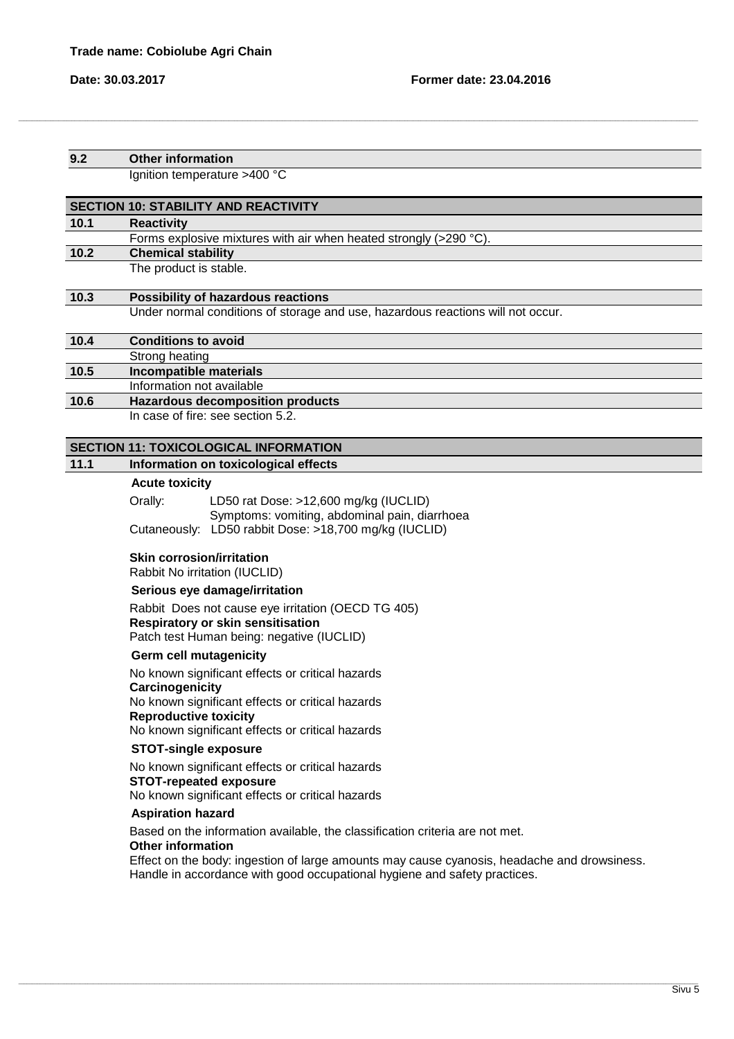**Trade name: Cobiolube Agri Chain**

**Date: 30.03.2017** **Former date: 23.04.2016**

### 9.2 Other information

Ignition temperature >400 °C

## SECTION 10: STABILITY AND REACTIVITY

### 10.1 Reactivity

Forms explosive mixtures with air when heated strongly (>290 °C).

### 10.2 Chemical stability

The product is stable.

### 10.3 Possibility of hazardous reactions

Under normal conditions of storage and use, hazardous reactions will not occur.

### 10.4 Conditions to avoid

Strong heating

### 10.5 Incompatible materials

Information not available

### 10.6 Hazardous decomposition products

In case of fire: see section 5.2.

## SECTION 11: TOXICOLOGICAL INFORMATION

### 11.1 Information on toxicological effects

**Acute toxicity**

Orally: LD50 rat Dose: >12,600 mg/kg (IUCLID)
Symptoms: vomiting, abdominal pain, diarrhoea
Cutaneously: LD50 rabbit Dose: >18,700 mg/kg (IUCLID)

**Skin corrosion/irritation**
Rabbit No irritation (IUCLID)

**Serious eye damage/irritation**

Rabbit Does not cause eye irritation (OECD TG 405)
**Respiratory or skin sensitisation**
Patch test Human being: negative (IUCLID)

**Germ cell mutagenicity**

No known significant effects or critical hazards
**Carcinogenicity**
No known significant effects or critical hazards
**Reproductive toxicity**
No known significant effects or critical hazards

**STOT-single exposure**

No known significant effects or critical hazards
**STOT-repeated exposure**
No known significant effects or critical hazards

**Aspiration hazard**

Based on the information available, the classification criteria are not met.
**Other information**
Effect on the body: ingestion of large amounts may cause cyanosis, headache and drowsiness.
Handle in accordance with good occupational hygiene and safety practices.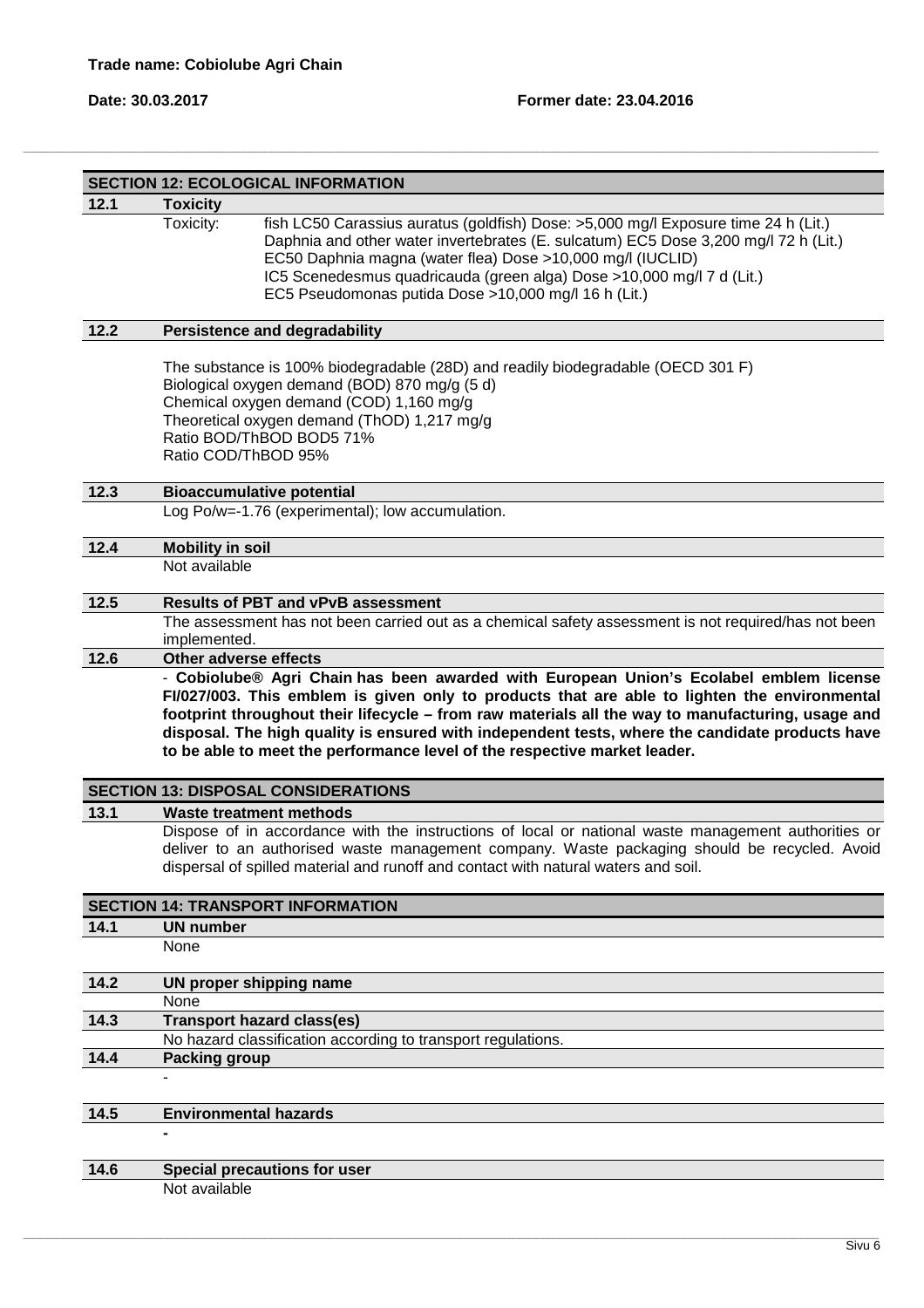## SECTION 12: ECOLOGICAL INFORMATION

### 12.1 Toxicity

Toxicity:

fish LC50 Carassius auratus (goldfish) Dose: >5,000 mg/l Exposure time 24 h (Lit.)
Daphnia and other water invertebrates (E. sulcatum) EC5 Dose 3,200 mg/l 72 h (Lit.)
EC50 Daphnia magna (water flea) Dose >10,000 mg/l (IUCLID)
IC5 Scenedesmus quadricauda (green alga) Dose >10,000 mg/l 7 d (Lit.)
EC5 Pseudomonas putida Dose >10,000 mg/l 16 h (Lit.)

### 12.2 Persistence and degradability

The substance is 100% biodegradable (28D) and readily biodegradable (OECD 301 F)
Biological oxygen demand (BOD) 870 mg/g (5 d)
Chemical oxygen demand (COD) 1,160 mg/g
Theoretical oxygen demand (ThOD) 1,217 mg/g
Ratio BOD/ThBOD BOD5 71%
Ratio COD/ThBOD 95%

### 12.3 Bioaccumulative potential

Log Po/w=-1.76 (experimental); low accumulation.

### 12.4 Mobility in soil

Not available

### 12.5 Results of PBT and vPvB assessment

The assessment has not been carried out as a chemical safety assessment is not required/has not been implemented.

### 12.6 Other adverse effects

- **Cobiolube® Agri Chain has been awarded with European Union's Ecolabel emblem license FI/027/003. This emblem is given only to products that are able to lighten the environmental footprint throughout their lifecycle – from raw materials all the way to manufacturing, usage and disposal. The high quality is ensured with independent tests, where the candidate products have to be able to meet the performance level of the respective market leader.**

## SECTION 13: DISPOSAL CONSIDERATIONS

### 13.1 Waste treatment methods

Dispose of in accordance with the instructions of local or national waste management authorities or deliver to an authorised waste management company. Waste packaging should be recycled. Avoid dispersal of spilled material and runoff and contact with natural waters and soil.

## SECTION 14: TRANSPORT INFORMATION

### 14.1 UN number

None

### 14.2 UN proper shipping name

None

### 14.3 Transport hazard class(es)

No hazard classification according to transport regulations.

### 14.4 Packing group

-

### 14.5 Environmental hazards

-

### 14.6 Special precautions for user

Not available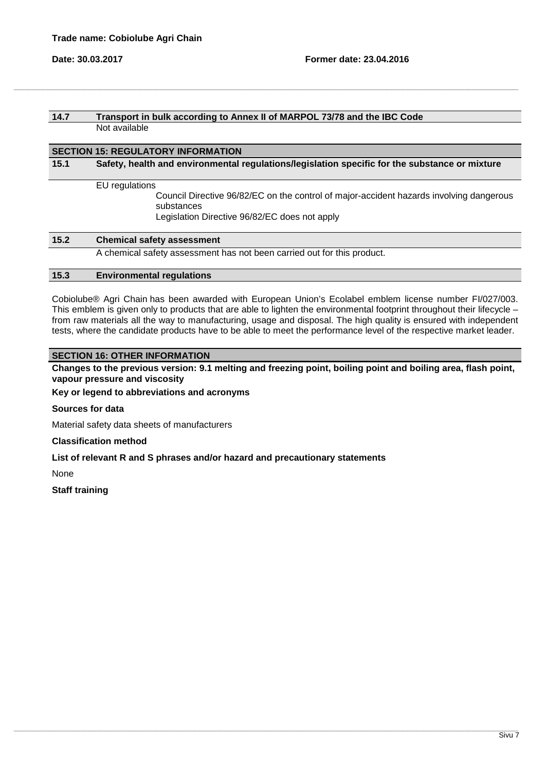### 14.7 Transport in bulk according to Annex II of MARPOL 73/78 and the IBC Code

Not available

## SECTION 15: REGULATORY INFORMATION

### 15.1 Safety, health and environmental regulations/legislation specific for the substance or mixture

EU regulations

Council Directive 96/82/EC on the control of major-accident hazards involving dangerous substances

Legislation Directive 96/82/EC does not apply

### 15.2 Chemical safety assessment

A chemical safety assessment has not been carried out for this product.

### 15.3 Environmental regulations

Cobiolube® Agri Chain has been awarded with European Union's Ecolabel emblem license number FI/027/003. This emblem is given only to products that are able to lighten the environmental footprint throughout their lifecycle – from raw materials all the way to manufacturing, usage and disposal. The high quality is ensured with independent tests, where the candidate products have to be able to meet the performance level of the respective market leader.

## SECTION 16: OTHER INFORMATION

**Changes to the previous version: 9.1 melting and freezing point, boiling point and boiling area, flash point, vapour pressure and viscosity**

**Key or legend to abbreviations and acronyms**

**Sources for data**

Material safety data sheets of manufacturers

**Classification method**

**List of relevant R and S phrases and/or hazard and precautionary statements**

None

**Staff training**